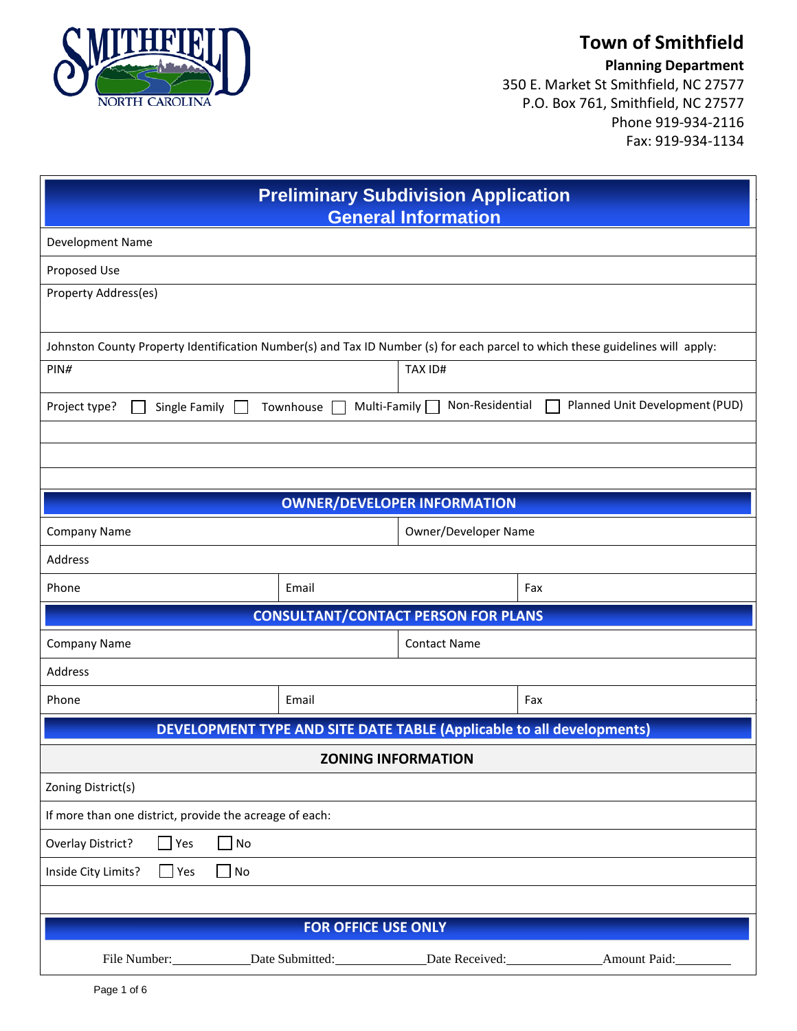**Town of Smithfield**
**Planning Department**
350 E. Market St Smithfield, NC 27577
P.O. Box 761, Smithfield, NC 27577
Phone 919-934-2116
Fax: 919-934-1134

# Preliminary Subdivision Application
## General Information

Development Name

Proposed Use

Property Address(es)

Johnston County Property Identification Number(s) and Tax ID Number (s) for each parcel to which these guidelines will apply:

| PIN# | TAX ID# |
|---|---|

Project type? ☐ Single Family ☐ Townhouse ☐ Multi-Family ☐ Non-Residential ☐ Planned Unit Development (PUD)

## OWNER/DEVELOPER INFORMATION

| Company Name | | Owner/Developer Name |
|---|---|---|
| Address | | |
| Phone | Email | Fax |

## CONSULTANT/CONTACT PERSON FOR PLANS

| Company Name | | Contact Name |
|---|---|---|
| Address | | |
| Phone | Email | Fax |

## DEVELOPMENT TYPE AND SITE DATE TABLE (Applicable to all developments)

### ZONING INFORMATION

Zoning District(s)

If more than one district, provide the acreage of each:

Overlay District? ☐ Yes ☐ No

Inside City Limits? ☐ Yes ☐ No

## FOR OFFICE USE ONLY

File Number:\_\_\_\_\_\_\_\_\_\_ Date Submitted:\_\_\_\_\_\_\_\_\_\_ Date Received:\_\_\_\_\_\_\_\_\_\_ Amount Paid:\_\_\_\_\_\_\_\_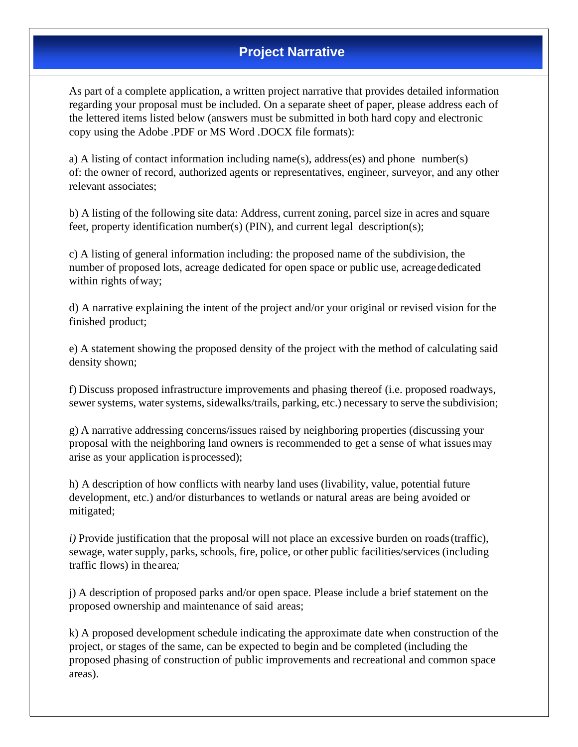# Project Narrative

As part of a complete application, a written project narrative that provides detailed information regarding your proposal must be included. On a separate sheet of paper, please address each of the lettered items listed below (answers must be submitted in both hard copy and electronic copy using the Adobe .PDF or MS Word .DOCX file formats):

a) A listing of contact information including name(s), address(es) and phone number(s) of: the owner of record, authorized agents or representatives, engineer, surveyor, and any other relevant associates;

b) A listing of the following site data: Address, current zoning, parcel size in acres and square feet, property identification number(s) (PIN), and current legal description(s);

c) A listing of general information including: the proposed name of the subdivision, the number of proposed lots, acreage dedicated for open space or public use, acreage dedicated within rights of way;

d) A narrative explaining the intent of the project and/or your original or revised vision for the finished product;

e) A statement showing the proposed density of the project with the method of calculating said density shown;

f) Discuss proposed infrastructure improvements and phasing thereof (i.e. proposed roadways, sewer systems, water systems, sidewalks/trails, parking, etc.) necessary to serve the subdivision;

g) A narrative addressing concerns/issues raised by neighboring properties (discussing your proposal with the neighboring land owners is recommended to get a sense of what issues may arise as your application is processed);

h) A description of how conflicts with nearby land uses (livability, value, potential future development, etc.) and/or disturbances to wetlands or natural areas are being avoided or mitigated;

*i)* Provide justification that the proposal will not place an excessive burden on roads (traffic), sewage, water supply, parks, schools, fire, police, or other public facilities/services (including traffic flows) in the area*;*

j) A description of proposed parks and/or open space. Please include a brief statement on the proposed ownership and maintenance of said areas;

k) A proposed development schedule indicating the approximate date when construction of the project, or stages of the same, can be expected to begin and be completed (including the proposed phasing of construction of public improvements and recreational and common space areas).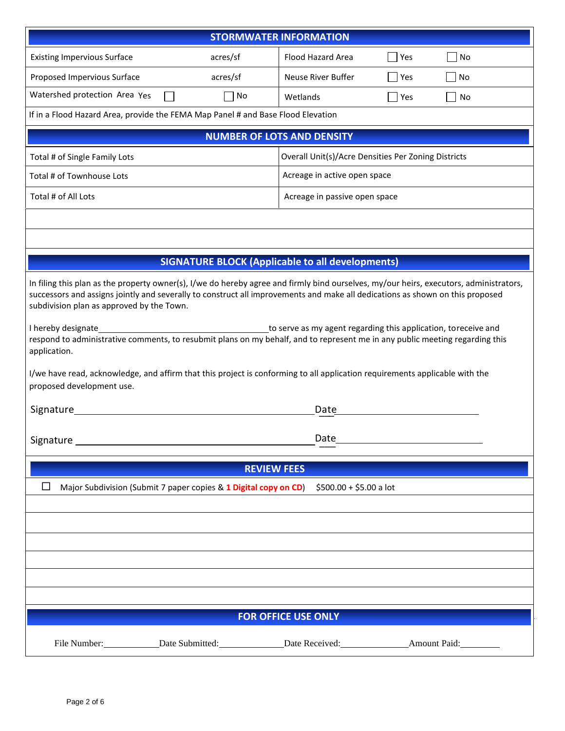## STORMWATER INFORMATION

| | | | | |
|---|---|---|---|---|
| Existing Impervious Surface | acres/sf | Flood Hazard Area | ☐ Yes | ☐ No |
| Proposed Impervious Surface | acres/sf | Neuse River Buffer | ☐ Yes | ☐ No |
| Watershed protection Area Yes ☐ | ☐ No | Wetlands | ☐ Yes | ☐ No |
| If in a Flood Hazard Area, provide the FEMA Map Panel # and Base Flood Elevation | | | | |

## NUMBER OF LOTS AND DENSITY

| | |
|---|---|
| Total # of Single Family Lots | Overall Unit(s)/Acre Densities Per Zoning Districts |
| Total # of Townhouse Lots | Acreage in active open space |
| Total # of All Lots | Acreage in passive open space |

## SIGNATURE BLOCK (Applicable to all developments)

In filing this plan as the property owner(s), I/we do hereby agree and firmly bind ourselves, my/our heirs, executors, administrators, successors and assigns jointly and severally to construct all improvements and make all dedications as shown on this proposed subdivision plan as approved by the Town.

I hereby designate\_\_\_\_\_\_\_\_\_\_\_\_\_\_\_\_\_\_\_\_\_\_\_\_\_\_\_\_\_\_\_\_\_\_to serve as my agent regarding this application, to receive and respond to administrative comments, to resubmit plans on my behalf, and to represent me in any public meeting regarding this application.

I/we have read, acknowledge, and affirm that this project is conforming to all application requirements applicable with the proposed development use.

Signature\_\_\_\_\_\_\_\_\_\_\_\_\_\_\_\_\_\_\_\_\_\_\_\_\_\_\_\_\_\_\_\_\_\_\_\_\_\_\_\_\_\_\_\_ Date\_\_\_\_\_\_\_\_\_\_\_\_\_\_\_\_\_\_\_\_\_\_\_\_

Signature\_\_\_\_\_\_\_\_\_\_\_\_\_\_\_\_\_\_\_\_\_\_\_\_\_\_\_\_\_\_\_\_\_\_\_\_\_\_\_\_\_\_\_\_ Date\_\_\_\_\_\_\_\_\_\_\_\_\_\_\_\_\_\_\_\_\_\_\_\_

## REVIEW FEES

☐ Major Subdivision (Submit 7 paper copies & **1 Digital copy on CD**) $500.00 + $5.00 a lot

## FOR OFFICE USE ONLY

File Number:\_\_\_\_\_\_\_\_\_\_\_\_ Date Submitted:\_\_\_\_\_\_\_\_\_\_\_\_\_\_ Date Received:\_\_\_\_\_\_\_\_\_\_\_\_\_\_ Amount Paid:\_\_\_\_\_\_\_\_\_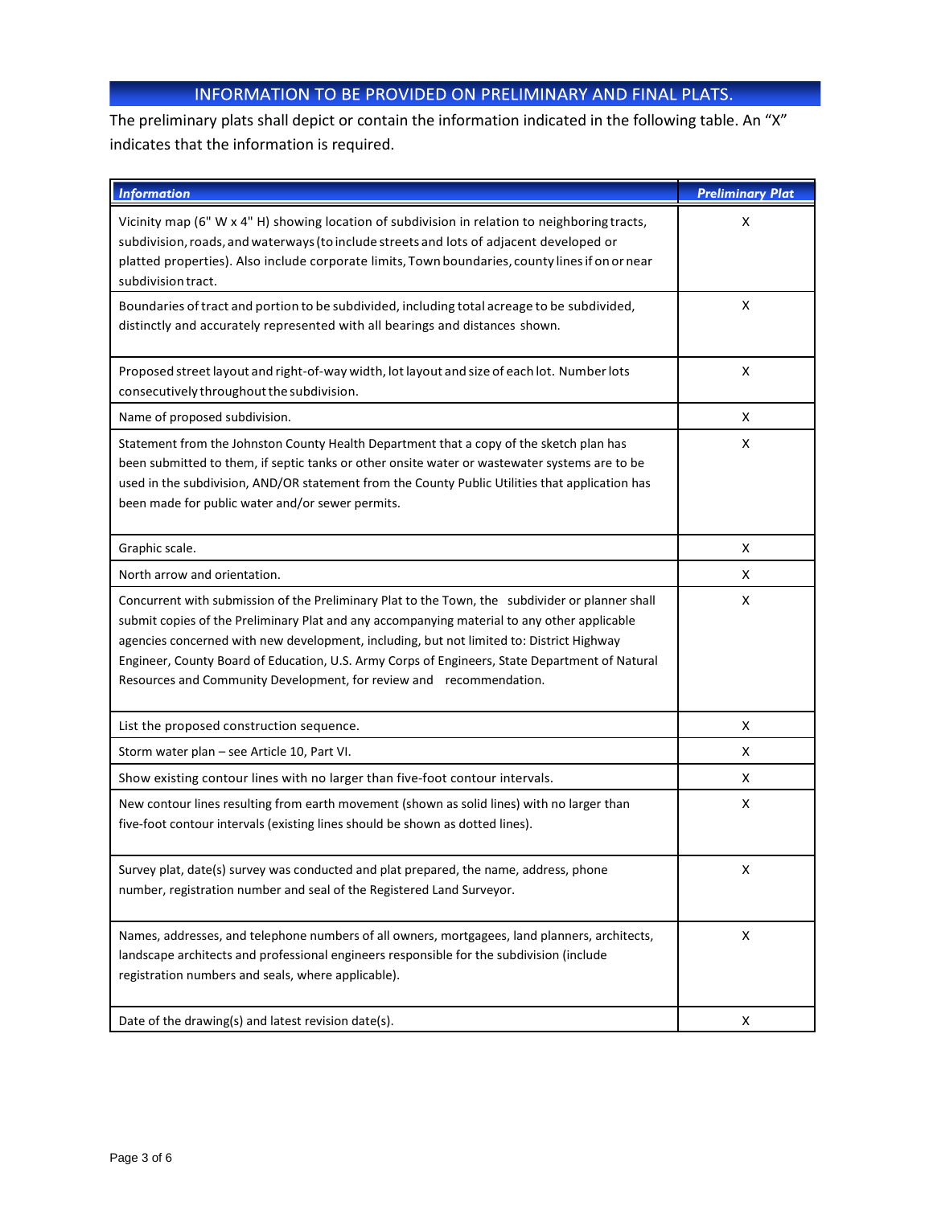## INFORMATION TO BE PROVIDED ON PRELIMINARY AND FINAL PLATS.

The preliminary plats shall depict or contain the information indicated in the following table. An "X" indicates that the information is required.

| *Information* | *Preliminary Plat* |
|---|---|
| Vicinity map (6" W x 4" H) showing location of subdivision in relation to neighboring tracts, subdivision, roads, and waterways (to include streets and lots of adjacent developed or platted properties). Also include corporate limits, Town boundaries, county lines if on or near subdivision tract. | X |
| Boundaries of tract and portion to be subdivided, including total acreage to be subdivided, distinctly and accurately represented with all bearings and distances shown. | X |
| Proposed street layout and right-of-way width, lot layout and size of each lot. Number lots consecutively throughout the subdivision. | X |
| Name of proposed subdivision. | X |
| Statement from the Johnston County Health Department that a copy of the sketch plan has been submitted to them, if septic tanks or other onsite water or wastewater systems are to be used in the subdivision, AND/OR statement from the County Public Utilities that application has been made for public water and/or sewer permits. | X |
| Graphic scale. | X |
| North arrow and orientation. | X |
| Concurrent with submission of the Preliminary Plat to the Town, the subdivider or planner shall submit copies of the Preliminary Plat and any accompanying material to any other applicable agencies concerned with new development, including, but not limited to: District Highway Engineer, County Board of Education, U.S. Army Corps of Engineers, State Department of Natural Resources and Community Development, for review and recommendation. | X |
| List the proposed construction sequence. | X |
| Storm water plan – see Article 10, Part VI. | X |
| Show existing contour lines with no larger than five-foot contour intervals. | X |
| New contour lines resulting from earth movement (shown as solid lines) with no larger than five-foot contour intervals (existing lines should be shown as dotted lines). | X |
| Survey plat, date(s) survey was conducted and plat prepared, the name, address, phone number, registration number and seal of the Registered Land Surveyor. | X |
| Names, addresses, and telephone numbers of all owners, mortgagees, land planners, architects, landscape architects and professional engineers responsible for the subdivision (include registration numbers and seals, where applicable). | X |
| Date of the drawing(s) and latest revision date(s). | X |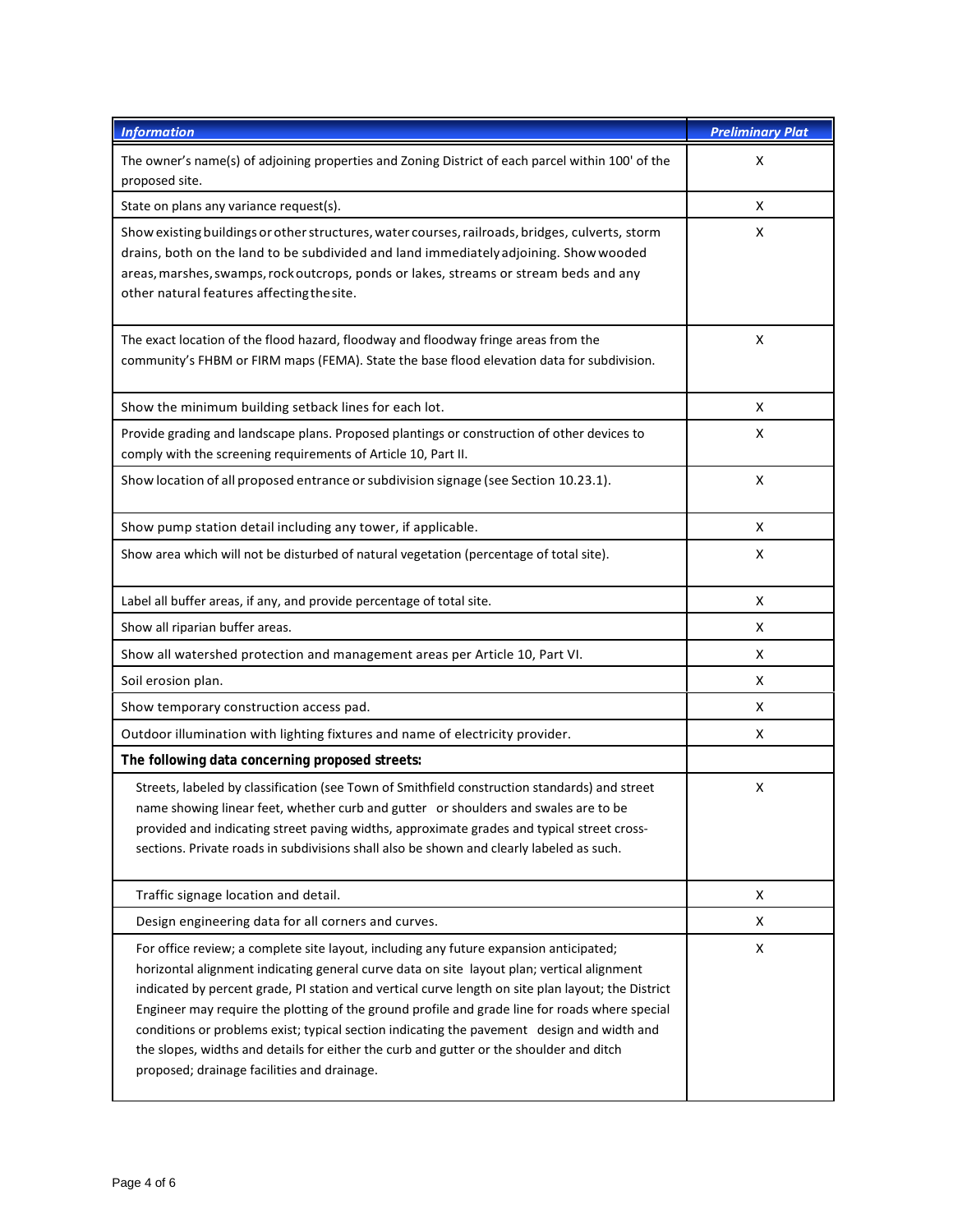| *Information* | *Preliminary Plat* |
|---|---|
| The owner's name(s) of adjoining properties and Zoning District of each parcel within 100' of the proposed site. | X |
| State on plans any variance request(s). | X |
| Show existing buildings or other structures, water courses, railroads, bridges, culverts, storm drains, both on the land to be subdivided and land immediately adjoining. Show wooded areas, marshes, swamps, rock outcrops, ponds or lakes, streams or stream beds and any other natural features affecting the site. | X |
| The exact location of the flood hazard, floodway and floodway fringe areas from the community's FHBM or FIRM maps (FEMA). State the base flood elevation data for subdivision. | X |
| Show the minimum building setback lines for each lot. | X |
| Provide grading and landscape plans. Proposed plantings or construction of other devices to comply with the screening requirements of Article 10, Part II. | X |
| Show location of all proposed entrance or subdivision signage (see Section 10.23.1). | X |
| Show pump station detail including any tower, if applicable. | X |
| Show area which will not be disturbed of natural vegetation (percentage of total site). | X |
| Label all buffer areas, if any, and provide percentage of total site. | X |
| Show all riparian buffer areas. | X |
| Show all watershed protection and management areas per Article 10, Part VI. | X |
| Soil erosion plan. | X |
| Show temporary construction access pad. | X |
| Outdoor illumination with lighting fixtures and name of electricity provider. | X |
| **The following data concerning proposed streets:** | |
| Streets, labeled by classification (see Town of Smithfield construction standards) and street name showing linear feet, whether curb and gutter or shoulders and swales are to be provided and indicating street paving widths, approximate grades and typical street cross-sections. Private roads in subdivisions shall also be shown and clearly labeled as such. | X |
| Traffic signage location and detail. | X |
| Design engineering data for all corners and curves. | X |
| For office review; a complete site layout, including any future expansion anticipated; horizontal alignment indicating general curve data on site layout plan; vertical alignment indicated by percent grade, PI station and vertical curve length on site plan layout; the District Engineer may require the plotting of the ground profile and grade line for roads where special conditions or problems exist; typical section indicating the pavement design and width and the slopes, widths and details for either the curb and gutter or the shoulder and ditch proposed; drainage facilities and drainage. | X |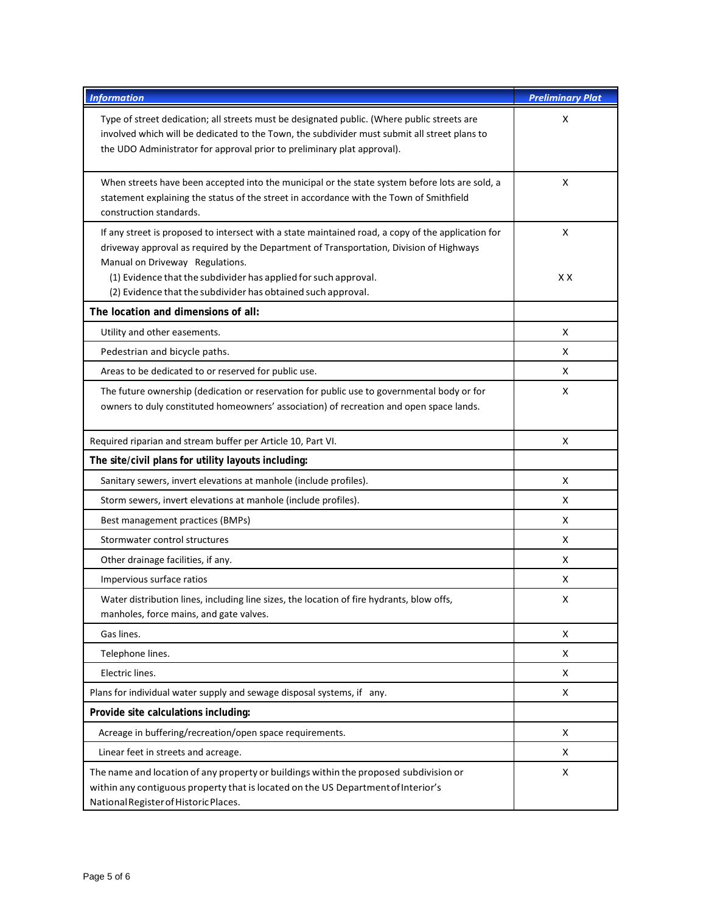| Information | Preliminary Plat |
|---|---|
| Type of street dedication; all streets must be designated public. (Where public streets are involved which will be dedicated to the Town, the subdivider must submit all street plans to the UDO Administrator for approval prior to preliminary plat approval). | X |
| When streets have been accepted into the municipal or the state system before lots are sold, a statement explaining the status of the street in accordance with the Town of Smithfield construction standards. | X |
| If any street is proposed to intersect with a state maintained road, a copy of the application for driveway approval as required by the Department of Transportation, Division of Highways Manual on Driveway Regulations.<br>(1) Evidence that the subdivider has applied for such approval.<br>(2) Evidence that the subdivider has obtained such approval. | X<br><br>X X |
| **The location and dimensions of all:** | |
| Utility and other easements. | X |
| Pedestrian and bicycle paths. | X |
| Areas to be dedicated to or reserved for public use. | X |
| The future ownership (dedication or reservation for public use to governmental body or for owners to duly constituted homeowners' association) of recreation and open space lands. | X |
| Required riparian and stream buffer per Article 10, Part VI. | X |
| **The site/civil plans for utility layouts including:** | |
| Sanitary sewers, invert elevations at manhole (include profiles). | X |
| Storm sewers, invert elevations at manhole (include profiles). | X |
| Best management practices (BMPs) | X |
| Stormwater control structures | X |
| Other drainage facilities, if any. | X |
| Impervious surface ratios | X |
| Water distribution lines, including line sizes, the location of fire hydrants, blow offs, manholes, force mains, and gate valves. | X |
| Gas lines. | X |
| Telephone lines. | X |
| Electric lines. | X |
| Plans for individual water supply and sewage disposal systems, if any. | X |
| **Provide site calculations including:** | |
| Acreage in buffering/recreation/open space requirements. | X |
| Linear feet in streets and acreage. | X |
| The name and location of any property or buildings within the proposed subdivision or within any contiguous property that is located on the US Department of Interior's National Register of Historic Places. | X |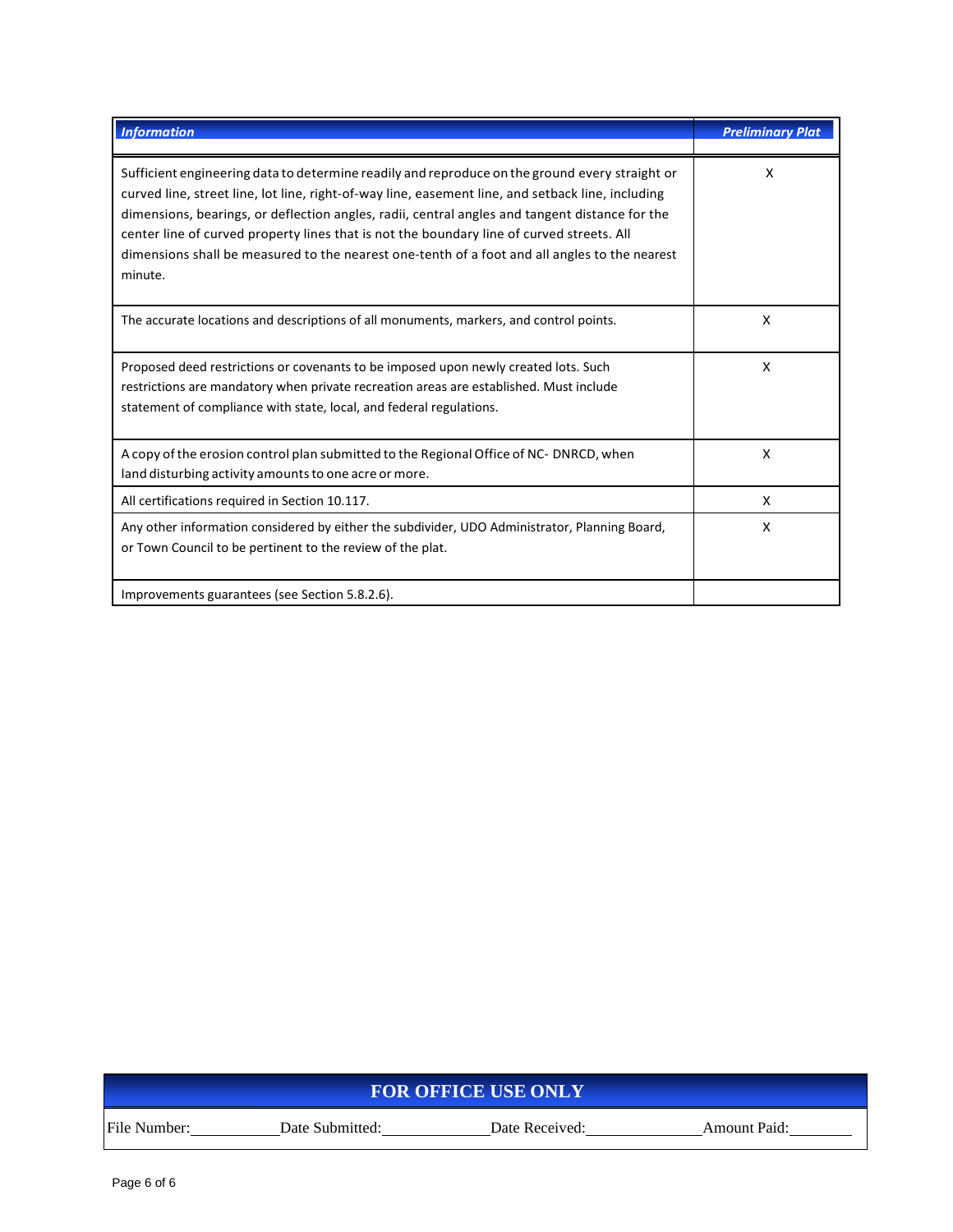| *Information* | *Preliminary Plat* |
|---|---|
| Sufficient engineering data to determine readily and reproduce on the ground every straight or curved line, street line, lot line, right-of-way line, easement line, and setback line, including dimensions, bearings, or deflection angles, radii, central angles and tangent distance for the center line of curved property lines that is not the boundary line of curved streets. All dimensions shall be measured to the nearest one-tenth of a foot and all angles to the nearest minute. | X |
| The accurate locations and descriptions of all monuments, markers, and control points. | X |
| Proposed deed restrictions or covenants to be imposed upon newly created lots. Such restrictions are mandatory when private recreation areas are established. Must include statement of compliance with state, local, and federal regulations. | X |
| A copy of the erosion control plan submitted to the Regional Office of NC- DNRCD, when land disturbing activity amounts to one acre or more. | X |
| All certifications required in Section 10.117. | X |
| Any other information considered by either the subdivider, UDO Administrator, Planning Board, or Town Council to be pertinent to the review of the plat. | X |
| Improvements guarantees (see Section 5.8.2.6). | |

| **FOR OFFICE USE ONLY** | | | |
|---|---|---|---|
| File Number:__________ | Date Submitted:__________ | Date Received:__________ | Amount Paid:__________ |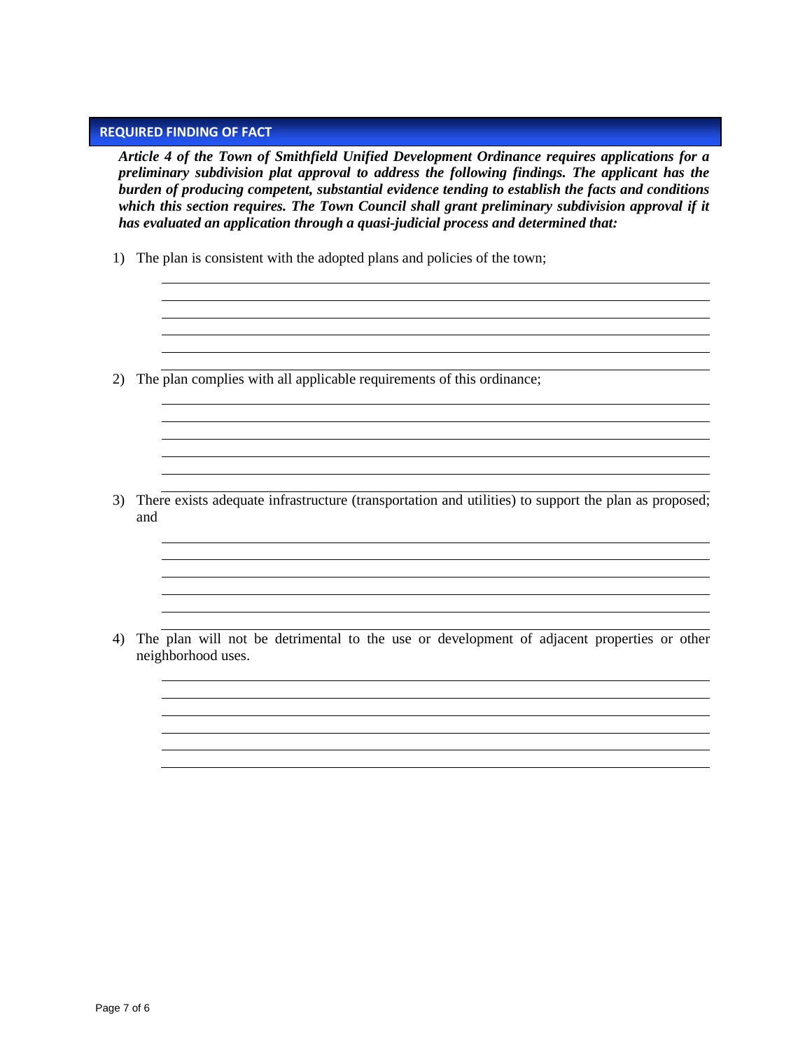## REQUIRED FINDING OF FACT

***Article 4 of the Town of Smithfield Unified Development Ordinance requires applications for a preliminary subdivision plat approval to address the following findings. The applicant has the burden of producing competent, substantial evidence tending to establish the facts and conditions which this section requires. The Town Council shall grant preliminary subdivision approval if it has evaluated an application through a quasi-judicial process and determined that:***

1) The plan is consistent with the adopted plans and policies of the town;

2) The plan complies with all applicable requirements of this ordinance;

3) There exists adequate infrastructure (transportation and utilities) to support the plan as proposed; and

4) The plan will not be detrimental to the use or development of adjacent properties or other neighborhood uses.